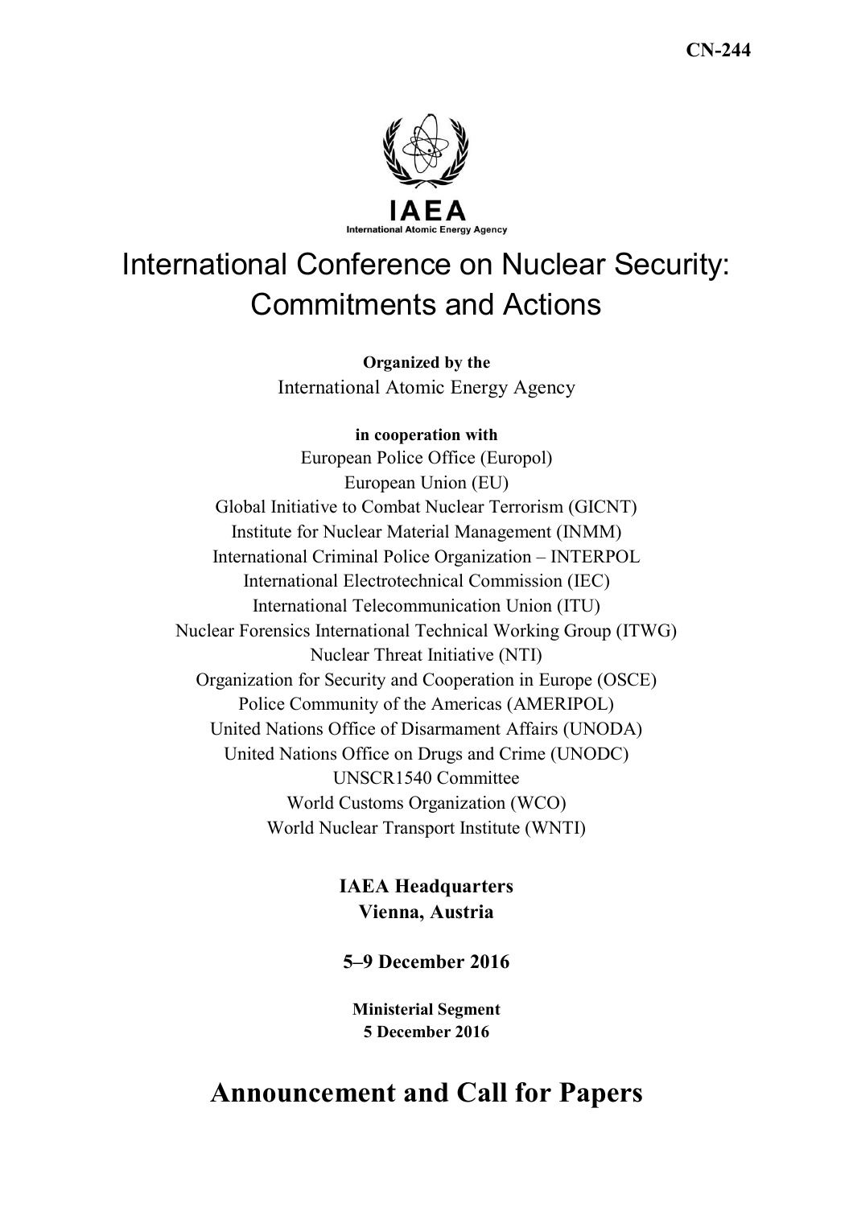CN-244

IAEA

International Atomic Energy Agency

# International Conference on Nuclear Security: Commitments and Actions

**Organized by the**

International Atomic Energy Agency

**in cooperation with**

European Police Office (Europol)
European Union (EU)
Global Initiative to Combat Nuclear Terrorism (GICNT)
Institute for Nuclear Material Management (INMM)
International Criminal Police Organization – INTERPOL
International Electrotechnical Commission (IEC)
International Telecommunication Union (ITU)
Nuclear Forensics International Technical Working Group (ITWG)
Nuclear Threat Initiative (NTI)
Organization for Security and Cooperation in Europe (OSCE)
Police Community of the Americas (AMERIPOL)
United Nations Office of Disarmament Affairs (UNODA)
United Nations Office on Drugs and Crime (UNODC)
UNSCR1540 Committee
World Customs Organization (WCO)
World Nuclear Transport Institute (WNTI)

**IAEA Headquarters**
**Vienna, Austria**

**5–9 December 2016**

**Ministerial Segment**
**5 December 2016**

# Announcement and Call for Papers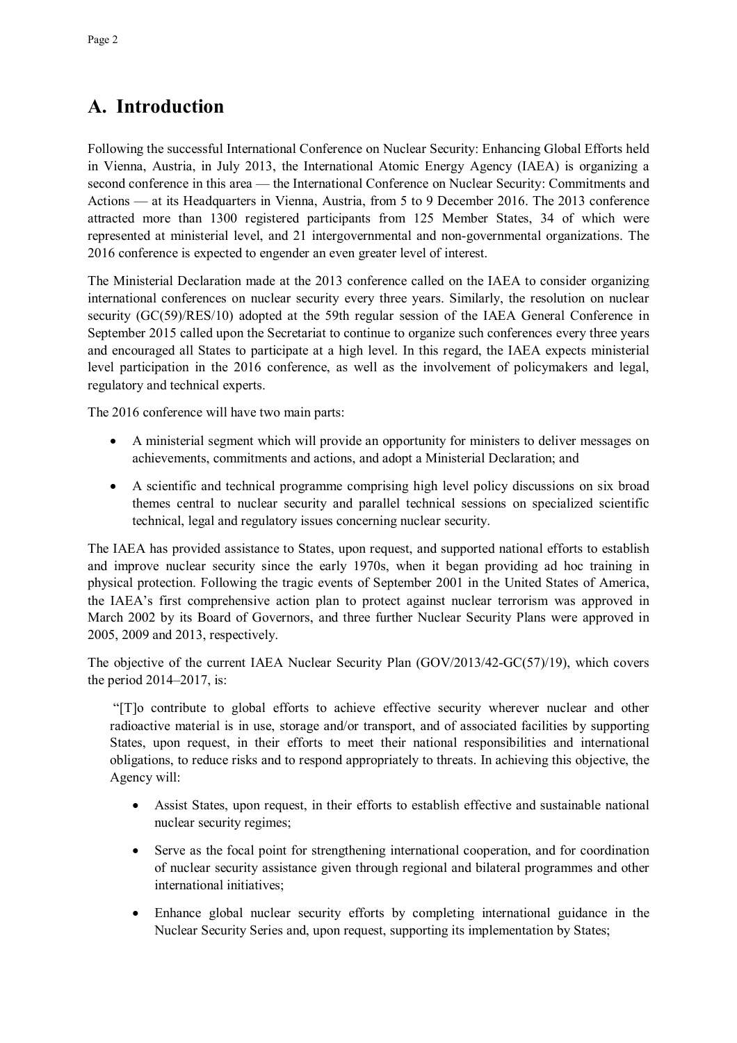# A. Introduction

Following the successful International Conference on Nuclear Security: Enhancing Global Efforts held in Vienna, Austria, in July 2013, the International Atomic Energy Agency (IAEA) is organizing a second conference in this area — the International Conference on Nuclear Security: Commitments and Actions — at its Headquarters in Vienna, Austria, from 5 to 9 December 2016. The 2013 conference attracted more than 1300 registered participants from 125 Member States, 34 of which were represented at ministerial level, and 21 intergovernmental and non-governmental organizations. The 2016 conference is expected to engender an even greater level of interest.

The Ministerial Declaration made at the 2013 conference called on the IAEA to consider organizing international conferences on nuclear security every three years. Similarly, the resolution on nuclear security (GC(59)/RES/10) adopted at the 59th regular session of the IAEA General Conference in September 2015 called upon the Secretariat to continue to organize such conferences every three years and encouraged all States to participate at a high level. In this regard, the IAEA expects ministerial level participation in the 2016 conference, as well as the involvement of policymakers and legal, regulatory and technical experts.

The 2016 conference will have two main parts:

- A ministerial segment which will provide an opportunity for ministers to deliver messages on achievements, commitments and actions, and adopt a Ministerial Declaration; and
- A scientific and technical programme comprising high level policy discussions on six broad themes central to nuclear security and parallel technical sessions on specialized scientific technical, legal and regulatory issues concerning nuclear security.

The IAEA has provided assistance to States, upon request, and supported national efforts to establish and improve nuclear security since the early 1970s, when it began providing ad hoc training in physical protection. Following the tragic events of September 2001 in the United States of America, the IAEA's first comprehensive action plan to protect against nuclear terrorism was approved in March 2002 by its Board of Governors, and three further Nuclear Security Plans were approved in 2005, 2009 and 2013, respectively.

The objective of the current IAEA Nuclear Security Plan (GOV/2013/42-GC(57)/19), which covers the period 2014–2017, is:

> "[T]o contribute to global efforts to achieve effective security wherever nuclear and other radioactive material is in use, storage and/or transport, and of associated facilities by supporting States, upon request, in their efforts to meet their national responsibilities and international obligations, to reduce risks and to respond appropriately to threats. In achieving this objective, the Agency will:
>
> - Assist States, upon request, in their efforts to establish effective and sustainable national nuclear security regimes;
> - Serve as the focal point for strengthening international cooperation, and for coordination of nuclear security assistance given through regional and bilateral programmes and other international initiatives;
> - Enhance global nuclear security efforts by completing international guidance in the Nuclear Security Series and, upon request, supporting its implementation by States;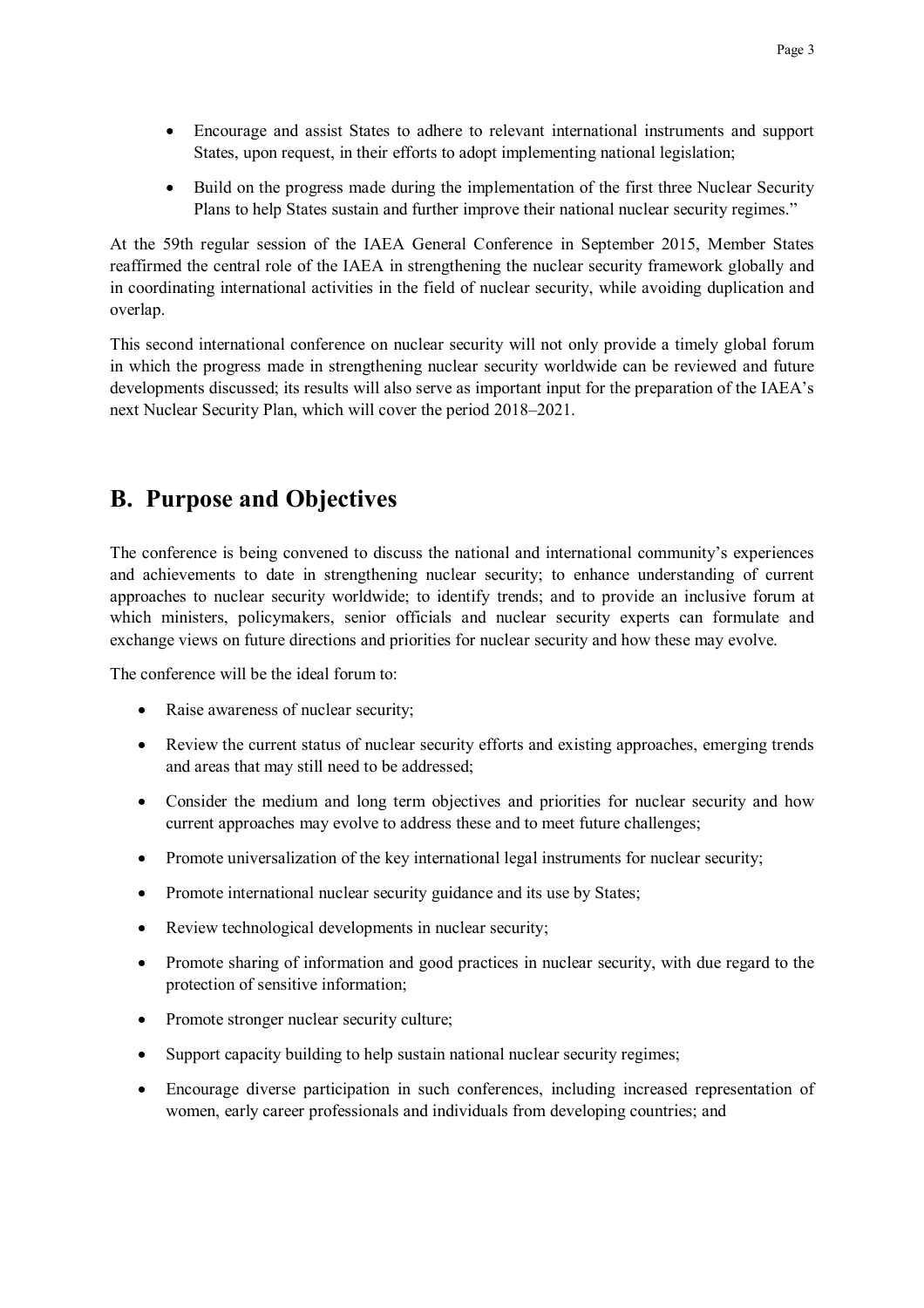- Encourage and assist States to adhere to relevant international instruments and support States, upon request, in their efforts to adopt implementing national legislation;
- Build on the progress made during the implementation of the first three Nuclear Security Plans to help States sustain and further improve their national nuclear security regimes."

At the 59th regular session of the IAEA General Conference in September 2015, Member States reaffirmed the central role of the IAEA in strengthening the nuclear security framework globally and in coordinating international activities in the field of nuclear security, while avoiding duplication and overlap.

This second international conference on nuclear security will not only provide a timely global forum in which the progress made in strengthening nuclear security worldwide can be reviewed and future developments discussed; its results will also serve as important input for the preparation of the IAEA's next Nuclear Security Plan, which will cover the period 2018–2021.

## B. Purpose and Objectives

The conference is being convened to discuss the national and international community's experiences and achievements to date in strengthening nuclear security; to enhance understanding of current approaches to nuclear security worldwide; to identify trends; and to provide an inclusive forum at which ministers, policymakers, senior officials and nuclear security experts can formulate and exchange views on future directions and priorities for nuclear security and how these may evolve.

The conference will be the ideal forum to:

- Raise awareness of nuclear security;
- Review the current status of nuclear security efforts and existing approaches, emerging trends and areas that may still need to be addressed;
- Consider the medium and long term objectives and priorities for nuclear security and how current approaches may evolve to address these and to meet future challenges;
- Promote universalization of the key international legal instruments for nuclear security;
- Promote international nuclear security guidance and its use by States;
- Review technological developments in nuclear security;
- Promote sharing of information and good practices in nuclear security, with due regard to the protection of sensitive information;
- Promote stronger nuclear security culture;
- Support capacity building to help sustain national nuclear security regimes;
- Encourage diverse participation in such conferences, including increased representation of women, early career professionals and individuals from developing countries; and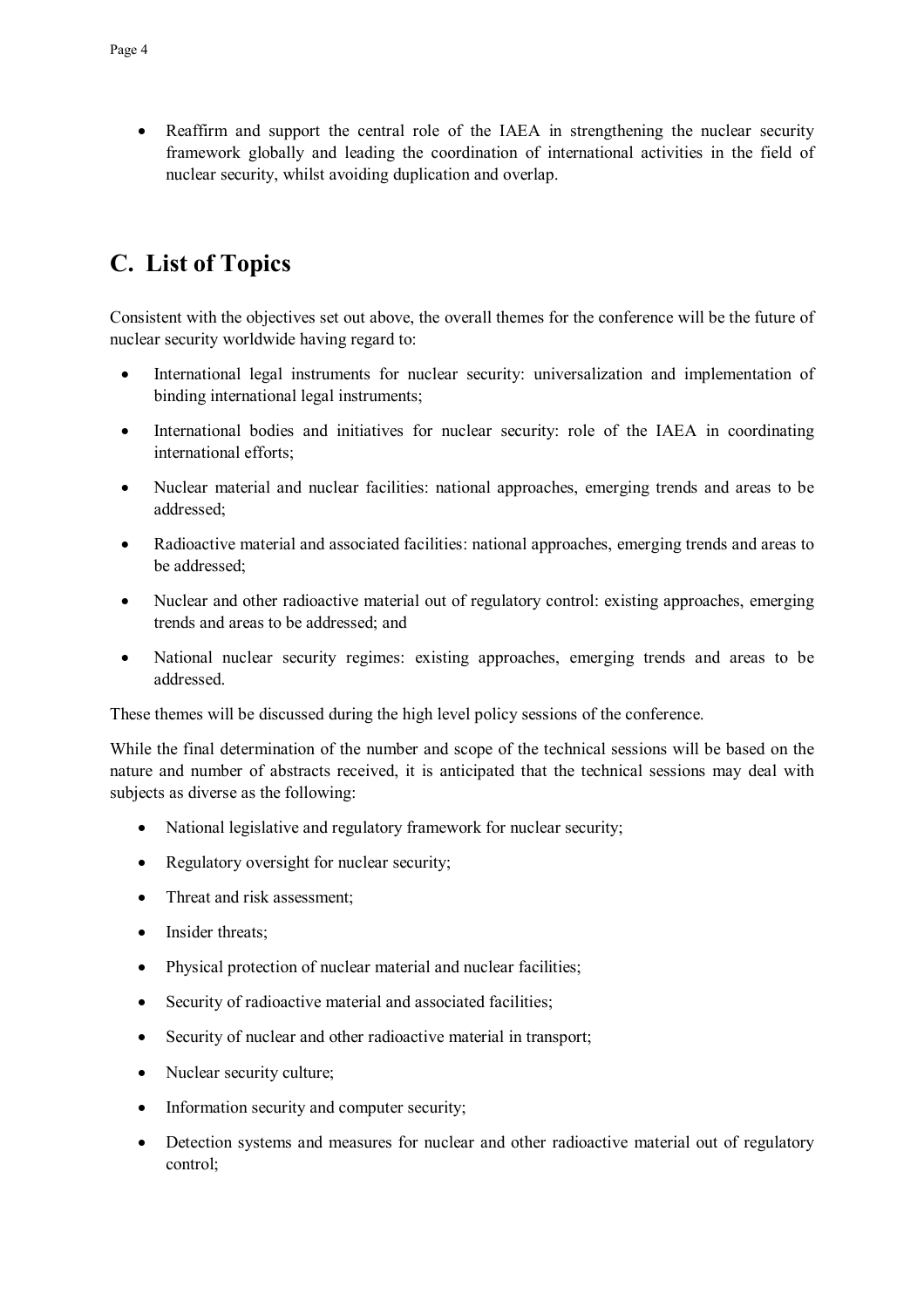- Reaffirm and support the central role of the IAEA in strengthening the nuclear security framework globally and leading the coordination of international activities in the field of nuclear security, whilst avoiding duplication and overlap.

## C. List of Topics

Consistent with the objectives set out above, the overall themes for the conference will be the future of nuclear security worldwide having regard to:

- International legal instruments for nuclear security: universalization and implementation of binding international legal instruments;
- International bodies and initiatives for nuclear security: role of the IAEA in coordinating international efforts;
- Nuclear material and nuclear facilities: national approaches, emerging trends and areas to be addressed;
- Radioactive material and associated facilities: national approaches, emerging trends and areas to be addressed;
- Nuclear and other radioactive material out of regulatory control: existing approaches, emerging trends and areas to be addressed; and
- National nuclear security regimes: existing approaches, emerging trends and areas to be addressed.

These themes will be discussed during the high level policy sessions of the conference.

While the final determination of the number and scope of the technical sessions will be based on the nature and number of abstracts received, it is anticipated that the technical sessions may deal with subjects as diverse as the following:

- National legislative and regulatory framework for nuclear security;
- Regulatory oversight for nuclear security;
- Threat and risk assessment;
- Insider threats;
- Physical protection of nuclear material and nuclear facilities;
- Security of radioactive material and associated facilities;
- Security of nuclear and other radioactive material in transport;
- Nuclear security culture;
- Information security and computer security;
- Detection systems and measures for nuclear and other radioactive material out of regulatory control;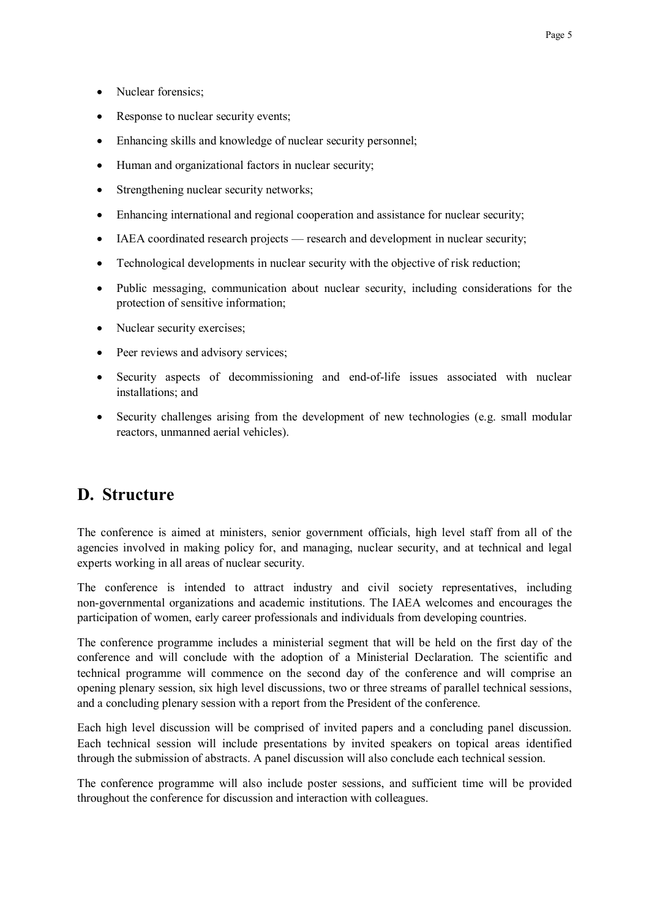- Nuclear forensics;
- Response to nuclear security events;
- Enhancing skills and knowledge of nuclear security personnel;
- Human and organizational factors in nuclear security;
- Strengthening nuclear security networks;
- Enhancing international and regional cooperation and assistance for nuclear security;
- IAEA coordinated research projects — research and development in nuclear security;
- Technological developments in nuclear security with the objective of risk reduction;
- Public messaging, communication about nuclear security, including considerations for the protection of sensitive information;
- Nuclear security exercises;
- Peer reviews and advisory services;
- Security aspects of decommissioning and end-of-life issues associated with nuclear installations; and
- Security challenges arising from the development of new technologies (e.g. small modular reactors, unmanned aerial vehicles).

## D. Structure

The conference is aimed at ministers, senior government officials, high level staff from all of the agencies involved in making policy for, and managing, nuclear security, and at technical and legal experts working in all areas of nuclear security.

The conference is intended to attract industry and civil society representatives, including non-governmental organizations and academic institutions. The IAEA welcomes and encourages the participation of women, early career professionals and individuals from developing countries.

The conference programme includes a ministerial segment that will be held on the first day of the conference and will conclude with the adoption of a Ministerial Declaration. The scientific and technical programme will commence on the second day of the conference and will comprise an opening plenary session, six high level discussions, two or three streams of parallel technical sessions, and a concluding plenary session with a report from the President of the conference.

Each high level discussion will be comprised of invited papers and a concluding panel discussion. Each technical session will include presentations by invited speakers on topical areas identified through the submission of abstracts. A panel discussion will also conclude each technical session.

The conference programme will also include poster sessions, and sufficient time will be provided throughout the conference for discussion and interaction with colleagues.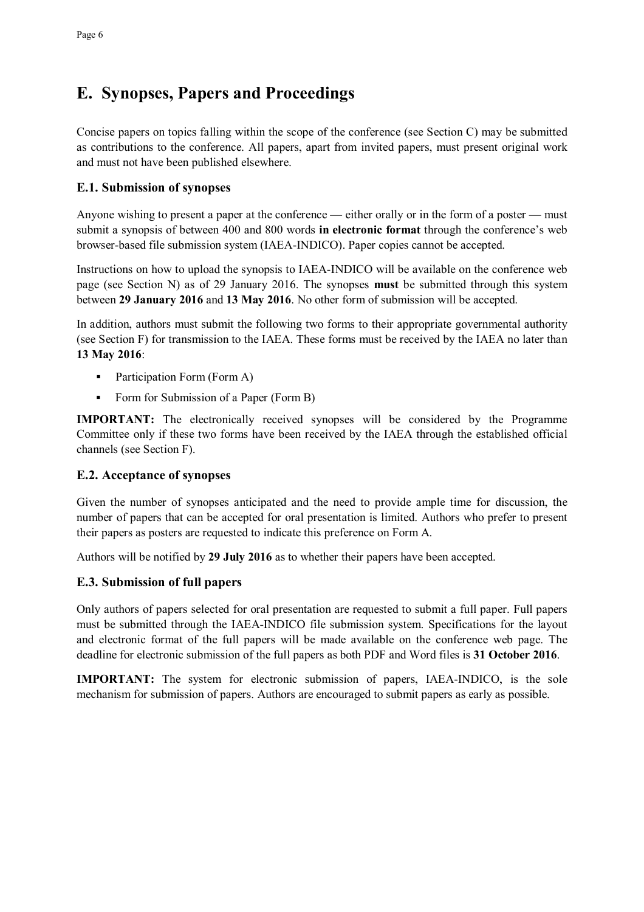# E. Synopses, Papers and Proceedings

Concise papers on topics falling within the scope of the conference (see Section C) may be submitted as contributions to the conference. All papers, apart from invited papers, must present original work and must not have been published elsewhere.

### E.1. Submission of synopses

Anyone wishing to present a paper at the conference — either orally or in the form of a poster — must submit a synopsis of between 400 and 800 words **in electronic format** through the conference's web browser-based file submission system (IAEA-INDICO). Paper copies cannot be accepted.

Instructions on how to upload the synopsis to IAEA-INDICO will be available on the conference web page (see Section N) as of 29 January 2016. The synopses **must** be submitted through this system between **29 January 2016** and **13 May 2016**. No other form of submission will be accepted.

In addition, authors must submit the following two forms to their appropriate governmental authority (see Section F) for transmission to the IAEA. These forms must be received by the IAEA no later than **13 May 2016**:

- Participation Form (Form A)
- Form for Submission of a Paper (Form B)

**IMPORTANT:** The electronically received synopses will be considered by the Programme Committee only if these two forms have been received by the IAEA through the established official channels (see Section F).

### E.2. Acceptance of synopses

Given the number of synopses anticipated and the need to provide ample time for discussion, the number of papers that can be accepted for oral presentation is limited. Authors who prefer to present their papers as posters are requested to indicate this preference on Form A.

Authors will be notified by **29 July 2016** as to whether their papers have been accepted.

### E.3. Submission of full papers

Only authors of papers selected for oral presentation are requested to submit a full paper. Full papers must be submitted through the IAEA-INDICO file submission system. Specifications for the layout and electronic format of the full papers will be made available on the conference web page. The deadline for electronic submission of the full papers as both PDF and Word files is **31 October 2016**.

**IMPORTANT:** The system for electronic submission of papers, IAEA-INDICO, is the sole mechanism for submission of papers. Authors are encouraged to submit papers as early as possible.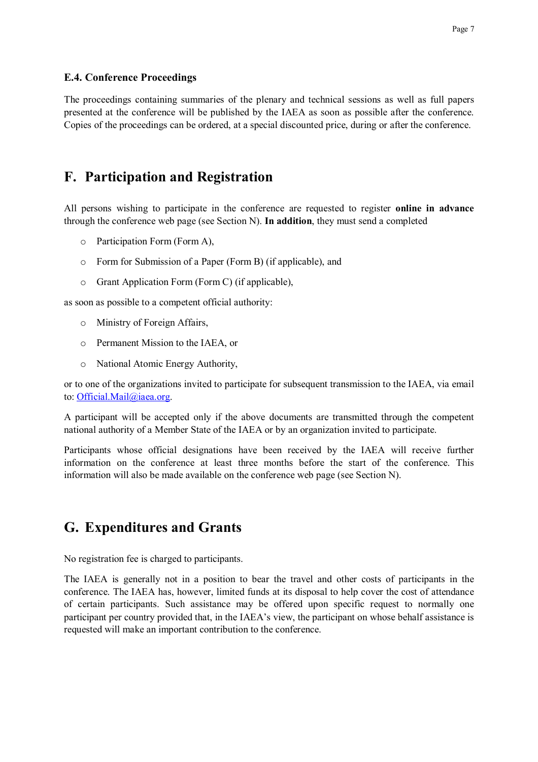### E.4. Conference Proceedings

The proceedings containing summaries of the plenary and technical sessions as well as full papers presented at the conference will be published by the IAEA as soon as possible after the conference. Copies of the proceedings can be ordered, at a special discounted price, during or after the conference.

## F. Participation and Registration

All persons wishing to participate in the conference are requested to register **online in advance** through the conference web page (see Section N). **In addition**, they must send a completed

- Participation Form (Form A),
- Form for Submission of a Paper (Form B) (if applicable), and
- Grant Application Form (Form C) (if applicable),

as soon as possible to a competent official authority:

- Ministry of Foreign Affairs,
- Permanent Mission to the IAEA, or
- National Atomic Energy Authority,

or to one of the organizations invited to participate for subsequent transmission to the IAEA, via email to: Official.Mail@iaea.org.

A participant will be accepted only if the above documents are transmitted through the competent national authority of a Member State of the IAEA or by an organization invited to participate.

Participants whose official designations have been received by the IAEA will receive further information on the conference at least three months before the start of the conference. This information will also be made available on the conference web page (see Section N).

## G. Expenditures and Grants

No registration fee is charged to participants.

The IAEA is generally not in a position to bear the travel and other costs of participants in the conference. The IAEA has, however, limited funds at its disposal to help cover the cost of attendance of certain participants. Such assistance may be offered upon specific request to normally one participant per country provided that, in the IAEA's view, the participant on whose behalf assistance is requested will make an important contribution to the conference.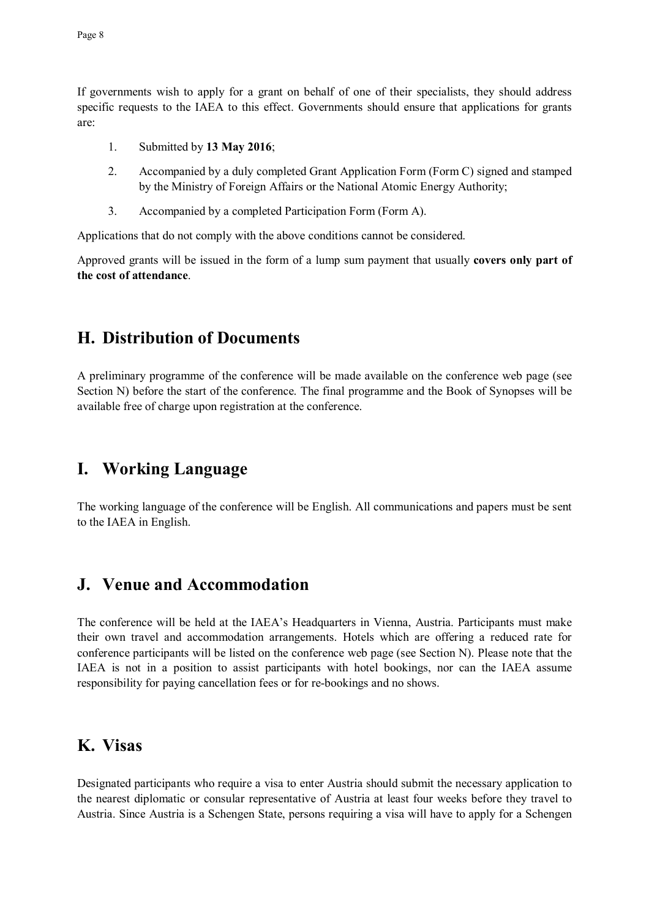If governments wish to apply for a grant on behalf of one of their specialists, they should address specific requests to the IAEA to this effect. Governments should ensure that applications for grants are:

1. Submitted by **13 May 2016**;
2. Accompanied by a duly completed Grant Application Form (Form C) signed and stamped by the Ministry of Foreign Affairs or the National Atomic Energy Authority;
3. Accompanied by a completed Participation Form (Form A).

Applications that do not comply with the above conditions cannot be considered.

Approved grants will be issued in the form of a lump sum payment that usually **covers only part of the cost of attendance**.

## H. Distribution of Documents

A preliminary programme of the conference will be made available on the conference web page (see Section N) before the start of the conference. The final programme and the Book of Synopses will be available free of charge upon registration at the conference.

## I. Working Language

The working language of the conference will be English. All communications and papers must be sent to the IAEA in English.

## J. Venue and Accommodation

The conference will be held at the IAEA's Headquarters in Vienna, Austria. Participants must make their own travel and accommodation arrangements. Hotels which are offering a reduced rate for conference participants will be listed on the conference web page (see Section N). Please note that the IAEA is not in a position to assist participants with hotel bookings, nor can the IAEA assume responsibility for paying cancellation fees or for re-bookings and no shows.

## K. Visas

Designated participants who require a visa to enter Austria should submit the necessary application to the nearest diplomatic or consular representative of Austria at least four weeks before they travel to Austria. Since Austria is a Schengen State, persons requiring a visa will have to apply for a Schengen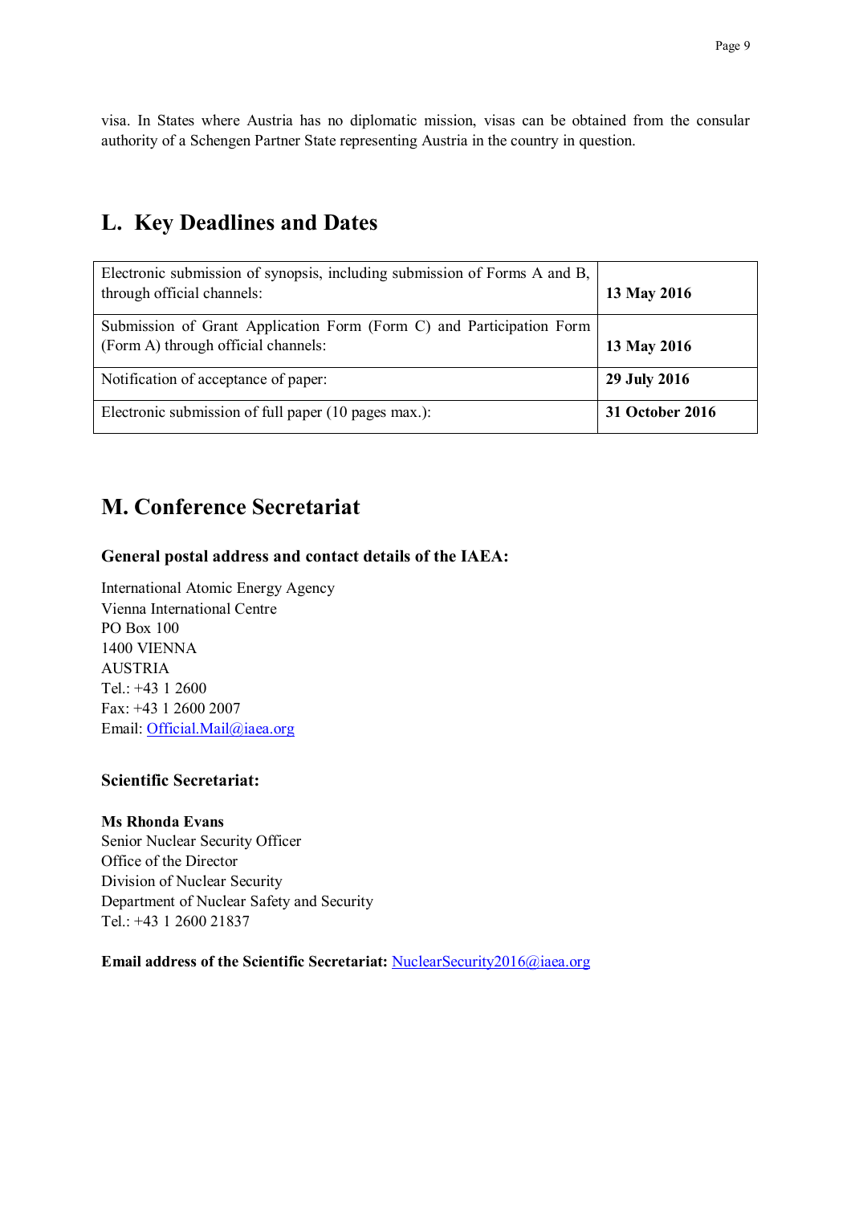visa. In States where Austria has no diplomatic mission, visas can be obtained from the consular authority of a Schengen Partner State representing Austria in the country in question.

## L. Key Deadlines and Dates

| | |
|---|---|
| Electronic submission of synopsis, including submission of Forms A and B, through official channels: | **13 May 2016** |
| Submission of Grant Application Form (Form C) and Participation Form (Form A) through official channels: | **13 May 2016** |
| Notification of acceptance of paper: | **29 July 2016** |
| Electronic submission of full paper (10 pages max.): | **31 October 2016** |

## M. Conference Secretariat

### General postal address and contact details of the IAEA:

International Atomic Energy Agency
Vienna International Centre
PO Box 100
1400 VIENNA
AUSTRIA
Tel.: +43 1 2600
Fax: +43 1 2600 2007
Email: Official.Mail@iaea.org

### Scientific Secretariat:

**Ms Rhonda Evans**
Senior Nuclear Security Officer
Office of the Director
Division of Nuclear Security
Department of Nuclear Safety and Security
Tel.: +43 1 2600 21837

**Email address of the Scientific Secretariat:** NuclearSecurity2016@iaea.org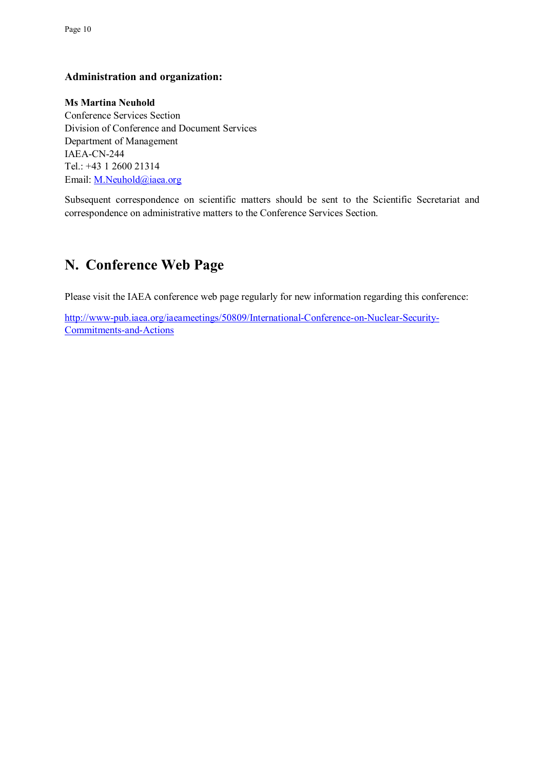**Administration and organization:**

**Ms Martina Neuhold**
Conference Services Section
Division of Conference and Document Services
Department of Management
IAEA-CN-244
Tel.: +43 1 2600 21314
Email: M.Neuhold@iaea.org

Subsequent correspondence on scientific matters should be sent to the Scientific Secretariat and correspondence on administrative matters to the Conference Services Section.

## N. Conference Web Page

Please visit the IAEA conference web page regularly for new information regarding this conference:

http://www-pub.iaea.org/iaeameetings/50809/International-Conference-on-Nuclear-Security-Commitments-and-Actions